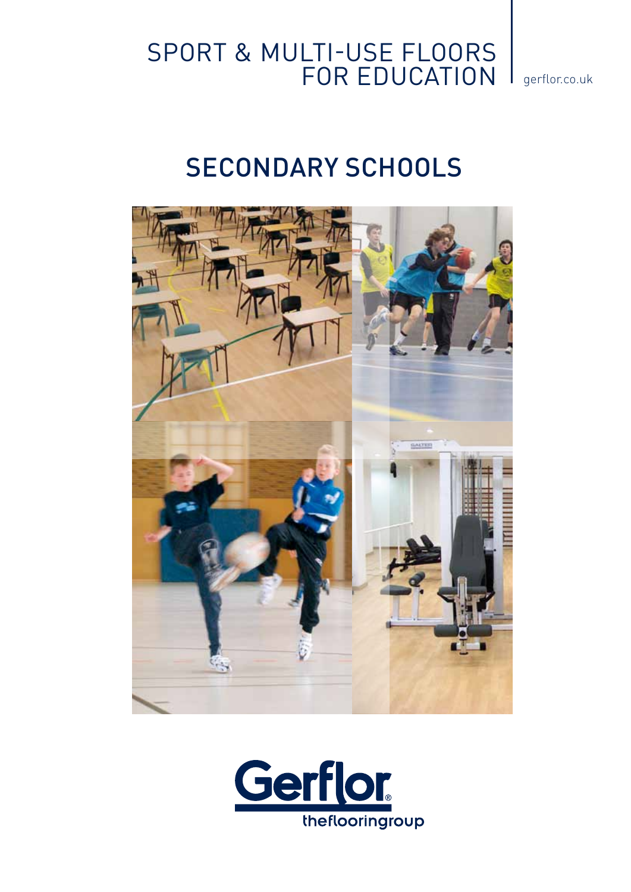# SPORT & MULTI-USE FLOORS FOR EDUCATION

gerflor.co.uk

## SECONDARY SCHOOLS

Gerflor

theflooringroup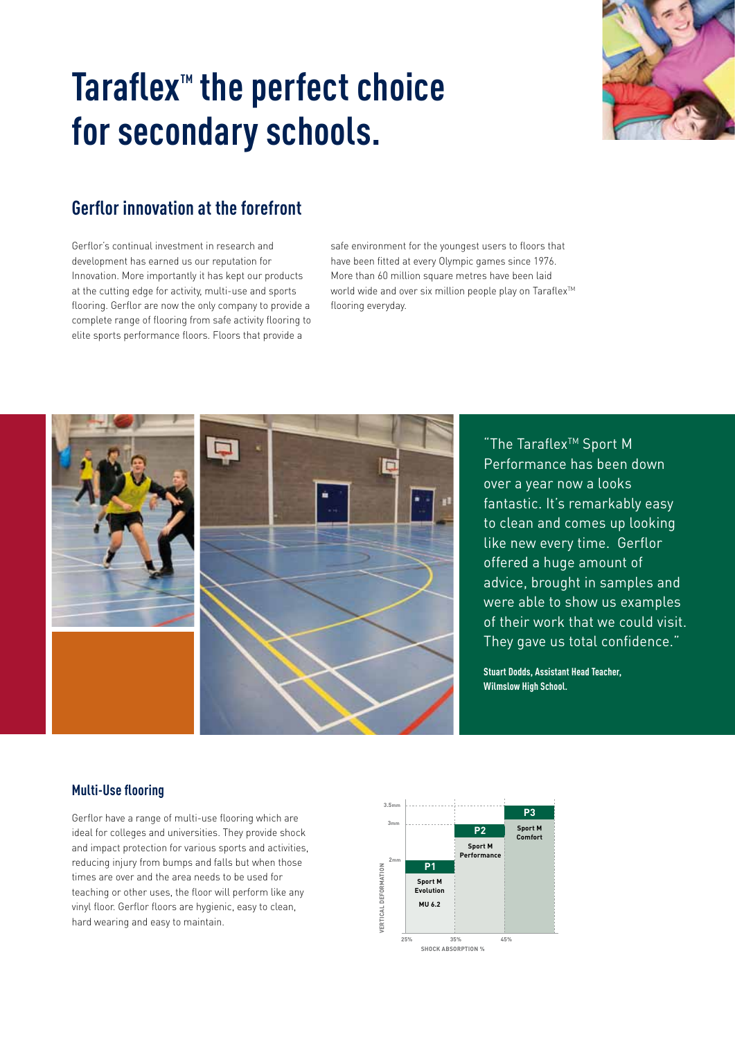# Taraflex™ the perfect choice for secondary schools.

## Gerflor innovation at the forefront

Gerflor's continual investment in research and development has earned us our reputation for Innovation. More importantly it has kept our products at the cutting edge for activity, multi-use and sports flooring. Gerflor are now the only company to provide a complete range of flooring from safe activity flooring to elite sports performance floors. Floors that provide a safe environment for the youngest users to floors that have been fitted at every Olympic games since 1976. More than 60 million square metres have been laid world wide and over six million people play on Taraflex™ flooring everyday.

"The Taraflex™ Sport M Performance has been down over a year now a looks fantastic. It's remarkably easy to clean and comes up looking like new every time. Gerflor offered a huge amount of advice, brought in samples and were able to show us examples of their work that we could visit. They gave us total confidence."

**Stuart Dodds, Assistant Head Teacher, Wilmslow High School.**

### Multi-Use flooring

Gerflor have a range of multi-use flooring which are ideal for colleges and universities. They provide shock and impact protection for various sports and activities, reducing injury from bumps and falls but when those times are over and the area needs to be used for teaching or other uses, the floor will perform like any vinyl floor. Gerflor floors are hygienic, easy to clean, hard wearing and easy to maintain.

| Class | Product | Shock absorption % | Vertical deformation |
|---|---|---|---|
| P1 | Sport M Evolution MU 6.2 | 25% | 2mm |
| P2 | Sport M Performance | 35% | 3mm |
| P3 | Sport M Comfort | 45% | 3.5mm |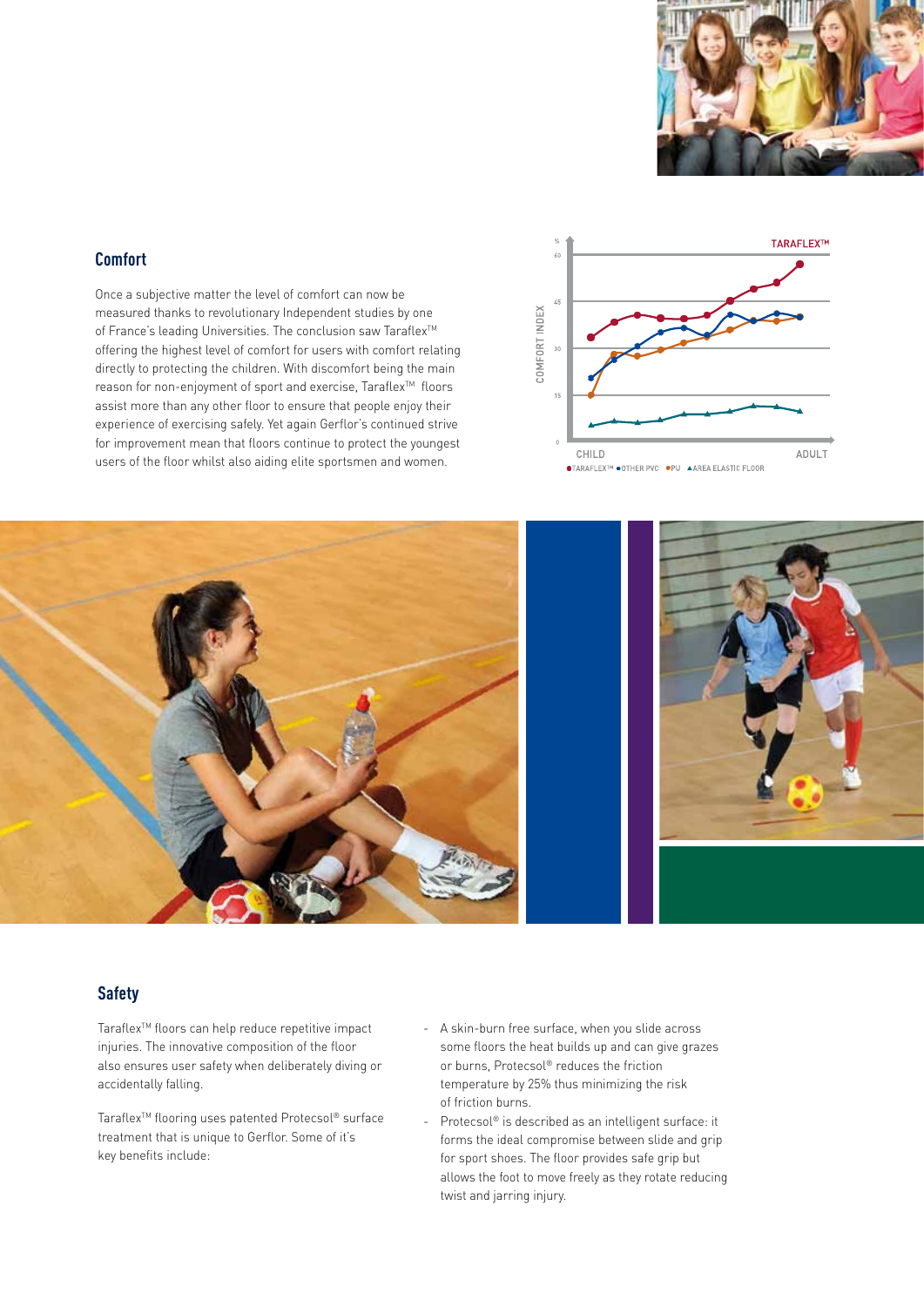## Comfort

Once a subjective matter the level of comfort can now be measured thanks to revolutionary Independent studies by one of France's leading Universities. The conclusion saw Taraflex™ offering the highest level of comfort for users with comfort relating directly to protecting the children. With discomfort being the main reason for non-enjoyment of sport and exercise, Taraflex™ floors assist more than any other floor to ensure that people enjoy their experience of exercising safely. Yet again Gerflor's continued strive for improvement mean that floors continue to protect the youngest users of the floor whilst also aiding elite sportsmen and women.

## Safety

Taraflex™ floors can help reduce repetitive impact injuries. The innovative composition of the floor also ensures user safety when deliberately diving or accidentally falling.

Taraflex™ flooring uses patented Protecsol® surface treatment that is unique to Gerflor. Some of it's key benefits include:

- A skin-burn free surface, when you slide across some floors the heat builds up and can give grazes or burns, Protecsol® reduces the friction temperature by 25% thus minimizing the risk of friction burns.
- Protecsol® is described as an intelligent surface: it forms the ideal compromise between slide and grip for sport shoes. The floor provides safe grip but allows the foot to move freely as they rotate reducing twist and jarring injury.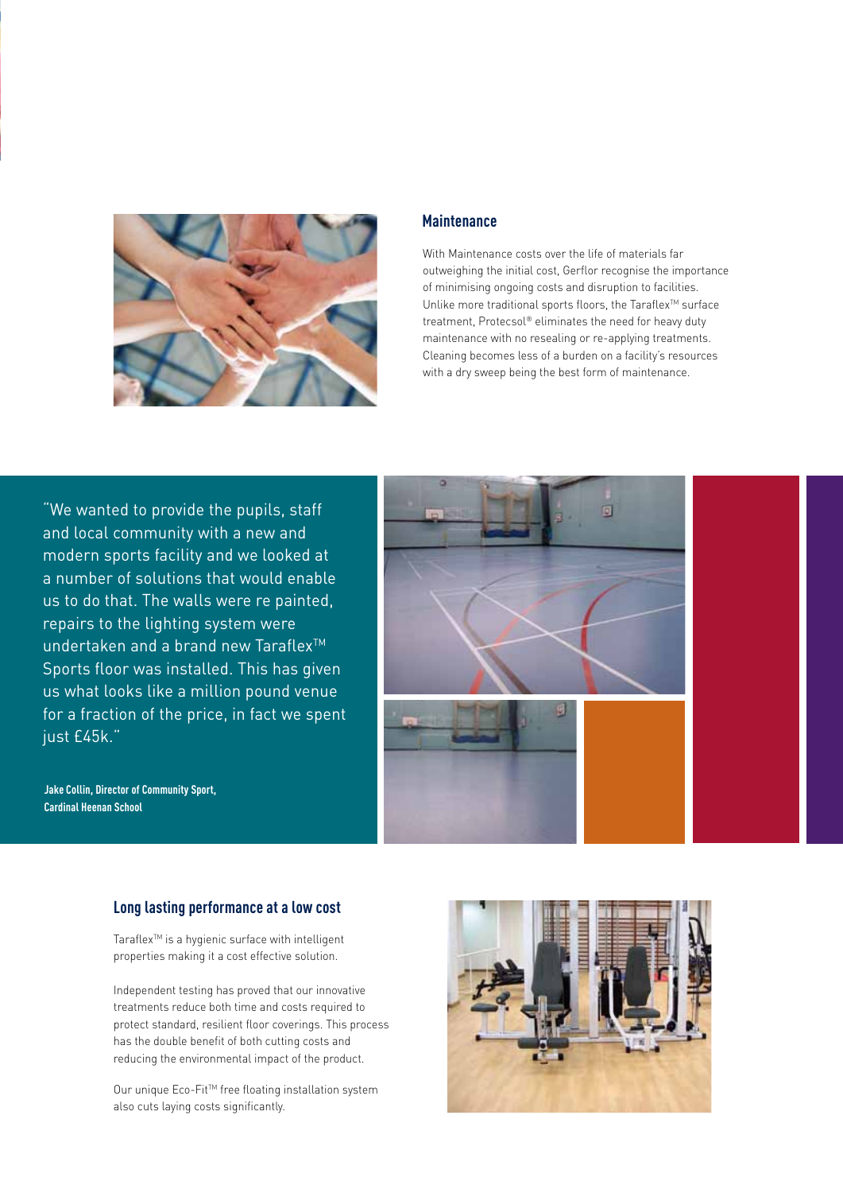## Maintenance

With Maintenance costs over the life of materials far outweighing the initial cost, Gerflor recognise the importance of minimising ongoing costs and disruption to facilities. Unlike more traditional sports floors, the Taraflex™ surface treatment, Protecsol® eliminates the need for heavy duty maintenance with no resealing or re-applying treatments. Cleaning becomes less of a burden on a facility's resources with a dry sweep being the best form of maintenance.

"We wanted to provide the pupils, staff and local community with a new and modern sports facility and we looked at a number of solutions that would enable us to do that. The walls were re painted, repairs to the lighting system were undertaken and a brand new Taraflex™ Sports floor was installed. This has given us what looks like a million pound venue for a fraction of the price, in fact we spent just £45k."

**Jake Collin, Director of Community Sport, Cardinal Heenan School**

## Long lasting performance at a low cost

Taraflex™ is a hygienic surface with intelligent properties making it a cost effective solution.

Independent testing has proved that our innovative treatments reduce both time and costs required to protect standard, resilient floor coverings. This process has the double benefit of both cutting costs and reducing the environmental impact of the product.

Our unique Eco-Fit™ free floating installation system also cuts laying costs significantly.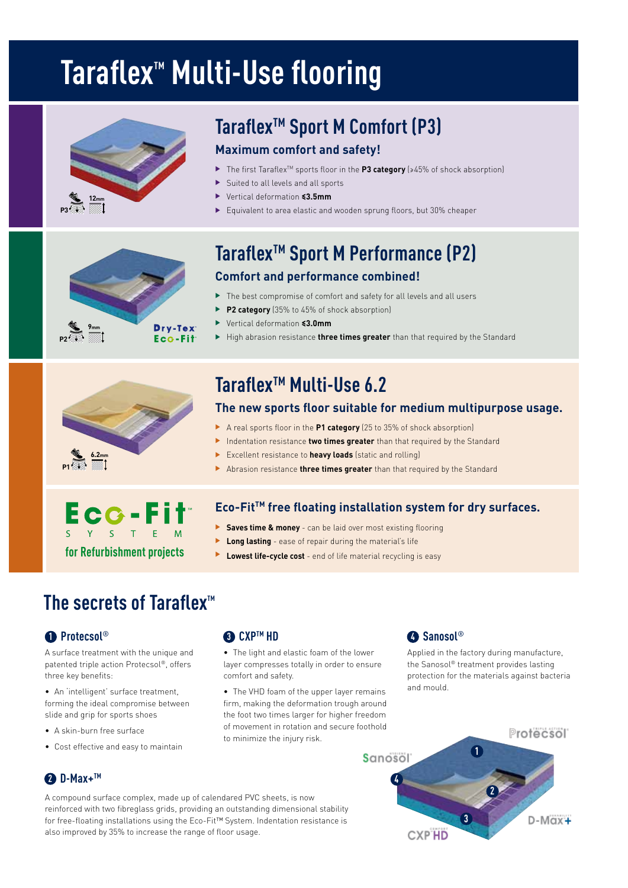# Taraflex™ Multi-Use flooring

## Taraflex™ Sport M Comfort (P3)

### Maximum comfort and safety!

- The first Taraflex™ sports floor in the **P3 category** (≥45% of shock absorption)
- Suited to all levels and all sports
- Vertical deformation **≤3.5mm**
- Equivalent to area elastic and wooden sprung floors, but 30% cheaper

P3 12mm

## Taraflex™ Sport M Performance (P2)

### Comfort and performance combined!

- The best compromise of comfort and safety for all levels and all users
- **P2 category** (35% to 45% of shock absorption)
- Vertical deformation **≤3.0mm**
- High abrasion resistance **three times greater** than that required by the Standard

P2 9mm Dry-Tex Eco-Fit

## Taraflex™ Multi-Use 6.2

### The new sports floor suitable for medium multipurpose usage.

- A real sports floor in the **P1 category** (25 to 35% of shock absorption)
- Indentation resistance **two times greater** than that required by the Standard
- Excellent resistance to **heavy loads** (static and rolling)
- Abrasion resistance **three times greater** than that required by the Standard

P1 6.2mm

Eco-Fit™ SYSTEM

for Refurbishment projects

### Eco-Fit™ free floating installation system for dry surfaces.

- **Saves time & money** - can be laid over most existing flooring
- **Long lasting** - ease of repair during the material's life
- **Lowest life-cycle cost** - end of life material recycling is easy

## The secrets of Taraflex™

### 1 Protecsol®

A surface treatment with the unique and patented triple action Protecsol®, offers three key benefits:

- An 'intelligent' surface treatment, forming the ideal compromise between slide and grip for sports shoes
- A skin-burn free surface
- Cost effective and easy to maintain

### 2 D-Max+™

A compound surface complex, made up of calendared PVC sheets, is now reinforced with two fibreglass grids, providing an outstanding dimensional stability for free-floating installations using the Eco-Fit™ System. Indentation resistance is also improved by 35% to increase the range of floor usage.

### 3 CXP™ HD

- The light and elastic foam of the lower layer compresses totally in order to ensure comfort and safety.
- The VHD foam of the upper layer remains firm, making the deformation trough around the foot two times larger for higher freedom of movement in rotation and secure foothold to minimize the injury risk.

### 4 Sanosol®

Applied in the factory during manufacture, the Sanosol® treatment provides lasting protection for the materials against bacteria and mould.

Protecsol® Sanosol® D-Max+ CXP HD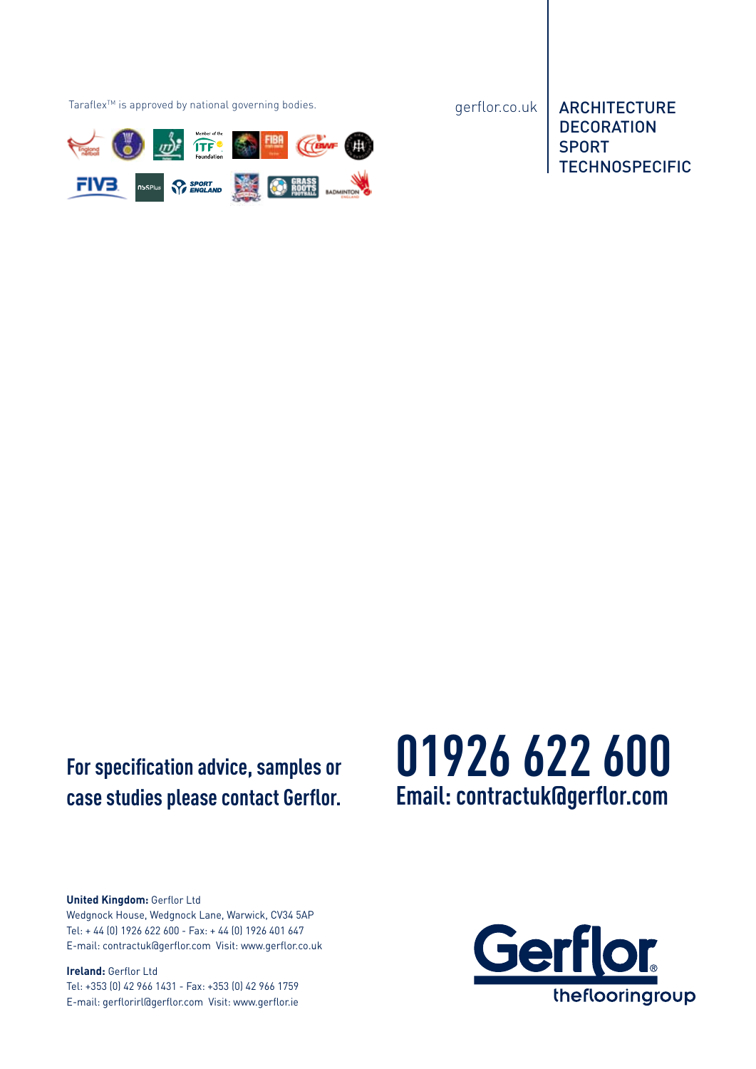Taraflex™ is approved by national governing bodies.

gerflor.co.uk

ARCHITECTURE
DECORATION
SPORT
TECHNOSPECIFIC

**For specification advice, samples or case studies please contact Gerflor.**

# 01926 622 600

**Email: contractuk@gerflor.com**

**United Kingdom:** Gerflor Ltd
Wedgnock House, Wedgnock Lane, Warwick, CV34 5AP
Tel: + 44 (0) 1926 622 600 - Fax: + 44 (0) 1926 401 647
E-mail: contractuk@gerflor.com Visit: www.gerflor.co.uk

**Ireland:** Gerflor Ltd
Tel: +353 (0) 42 966 1431 - Fax: +353 (0) 42 966 1759
E-mail: gerflorirl@gerflor.com Visit: www.gerflor.ie

Gerflor® theflooringroup